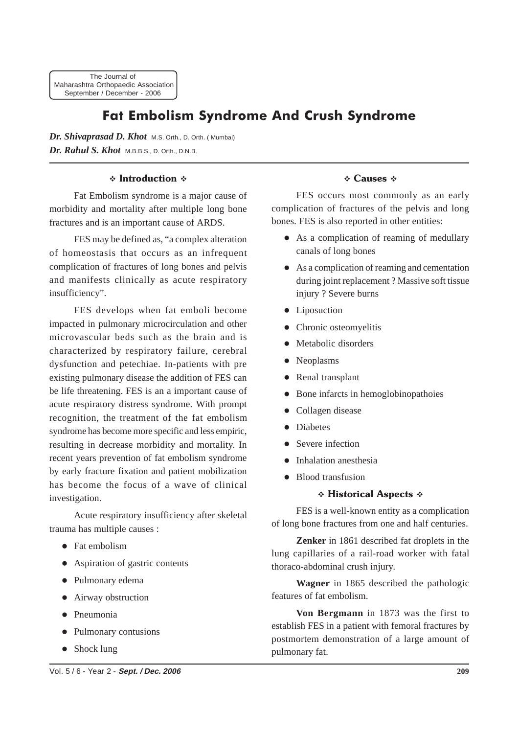# Fat Embolism Syndrome And Crush Syndrome

***Dr. Shivaprasad D. Khot*** M.S. Orth., D. Orth. ( Mumbai)
***Dr. Rahul S. Khot*** M.B.B.S., D. Orth., D.N.B.

## ❖ Introduction ❖

Fat Embolism syndrome is a major cause of morbidity and mortality after multiple long bone fractures and is an important cause of ARDS.

FES may be defined as, "a complex alteration of homeostasis that occurs as an infrequent complication of fractures of long bones and pelvis and manifests clinically as acute respiratory insufficiency".

FES develops when fat emboli become impacted in pulmonary microcirculation and other microvascular beds such as the brain and is characterized by respiratory failure, cerebral dysfunction and petechiae. In-patients with pre existing pulmonary disease the addition of FES can be life threatening. FES is an a important cause of acute respiratory distress syndrome. With prompt recognition, the treatment of the fat embolism syndrome has become more specific and less empiric, resulting in decrease morbidity and mortality. In recent years prevention of fat embolism syndrome by early fracture fixation and patient mobilization has become the focus of a wave of clinical investigation.

Acute respiratory insufficiency after skeletal trauma has multiple causes :

- Fat embolism
- Aspiration of gastric contents
- Pulmonary edema
- Airway obstruction
- Pneumonia
- Pulmonary contusions
- Shock lung

## ❖ Causes ❖

FES occurs most commonly as an early complication of fractures of the pelvis and long bones. FES is also reported in other entities:

- As a complication of reaming of medullary canals of long bones
- As a complication of reaming and cementation during joint replacement ? Massive soft tissue injury ? Severe burns
- Liposuction
- Chronic osteomyelitis
- Metabolic disorders
- Neoplasms
- Renal transplant
- Bone infarcts in hemoglobinopathoies
- Collagen disease
- Diabetes
- Severe infection
- Inhalation anesthesia
- Blood transfusion

## ❖ Historical Aspects ❖

FES is a well-known entity as a complication of long bone fractures from one and half centuries.

**Zenker** in 1861 described fat droplets in the lung capillaries of a rail-road worker with fatal thoraco-abdominal crush injury.

**Wagner** in 1865 described the pathologic features of fat embolism.

**Von Bergmann** in 1873 was the first to establish FES in a patient with femoral fractures by postmortem demonstration of a large amount of pulmonary fat.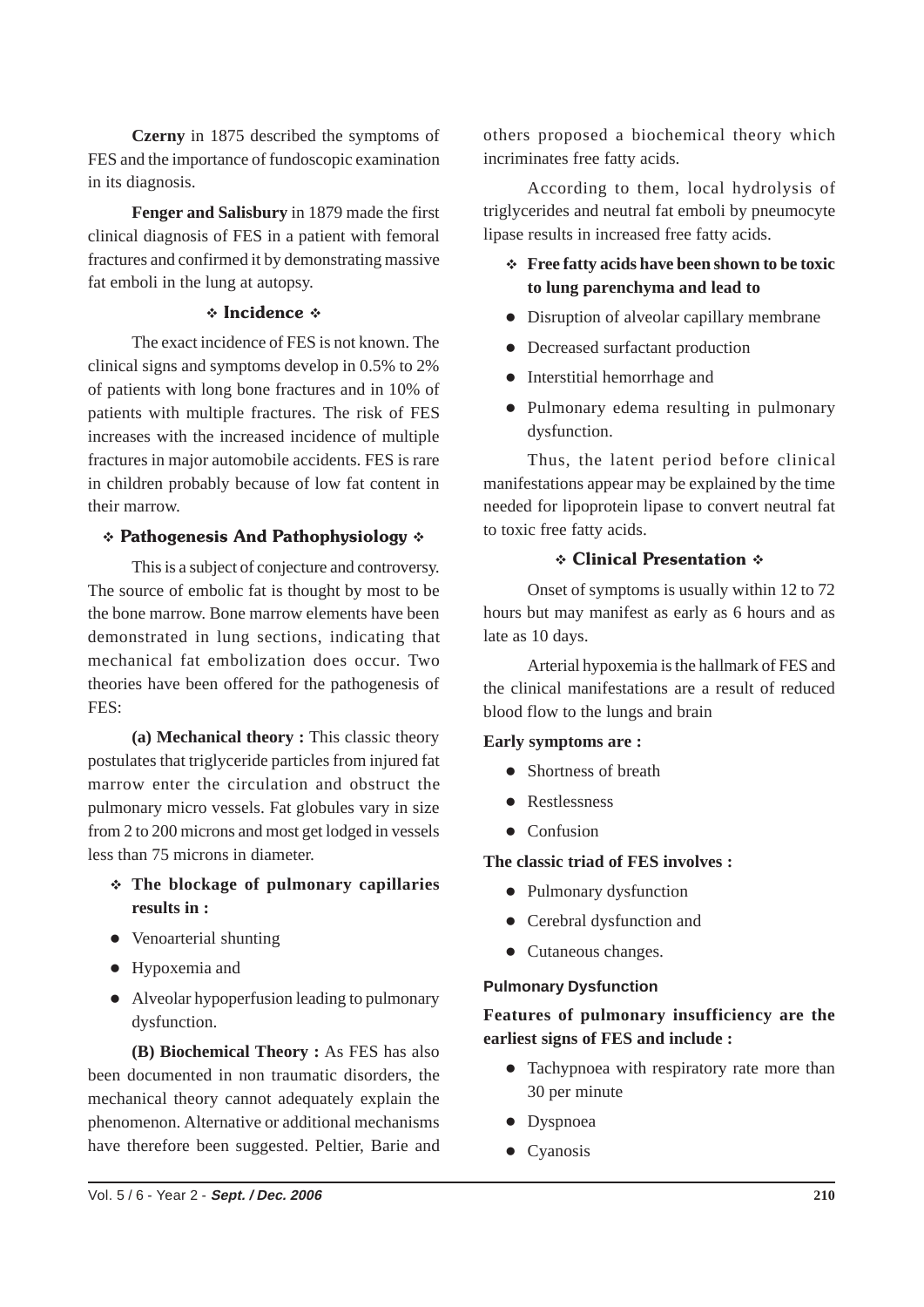**Czerny** in 1875 described the symptoms of FES and the importance of fundoscopic examination in its diagnosis.

**Fenger and Salisbury** in 1879 made the first clinical diagnosis of FES in a patient with femoral fractures and confirmed it by demonstrating massive fat emboli in the lung at autopsy.

## ❖ Incidence ❖

The exact incidence of FES is not known. The clinical signs and symptoms develop in 0.5% to 2% of patients with long bone fractures and in 10% of patients with multiple fractures. The risk of FES increases with the increased incidence of multiple fractures in major automobile accidents. FES is rare in children probably because of low fat content in their marrow.

## ❖ Pathogenesis And Pathophysiology ❖

This is a subject of conjecture and controversy. The source of embolic fat is thought by most to be the bone marrow. Bone marrow elements have been demonstrated in lung sections, indicating that mechanical fat embolization does occur. Two theories have been offered for the pathogenesis of FES:

**(a) Mechanical theory :** This classic theory postulates that triglyceride particles from injured fat marrow enter the circulation and obstruct the pulmonary micro vessels. Fat globules vary in size from 2 to 200 microns and most get lodged in vessels less than 75 microns in diameter.

- **The blockage of pulmonary capillaries results in :**

- Venoarterial shunting
- Hypoxemia and
- Alveolar hypoperfusion leading to pulmonary dysfunction.

**(B) Biochemical Theory :** As FES has also been documented in non traumatic disorders, the mechanical theory cannot adequately explain the phenomenon. Alternative or additional mechanisms have therefore been suggested. Peltier, Barie and others proposed a biochemical theory which incriminates free fatty acids.

According to them, local hydrolysis of triglycerides and neutral fat emboli by pneumocyte lipase results in increased free fatty acids.

- **Free fatty acids have been shown to be toxic to lung parenchyma and lead to**

- Disruption of alveolar capillary membrane
- Decreased surfactant production
- Interstitial hemorrhage and
- Pulmonary edema resulting in pulmonary dysfunction.

Thus, the latent period before clinical manifestations appear may be explained by the time needed for lipoprotein lipase to convert neutral fat to toxic free fatty acids.

## ❖ Clinical Presentation ❖

Onset of symptoms is usually within 12 to 72 hours but may manifest as early as 6 hours and as late as 10 days.

Arterial hypoxemia is the hallmark of FES and the clinical manifestations are a result of reduced blood flow to the lungs and brain

**Early symptoms are :**

- Shortness of breath
- Restlessness
- Confusion

**The classic triad of FES involves :**

- Pulmonary dysfunction
- Cerebral dysfunction and
- Cutaneous changes.

### Pulmonary Dysfunction

**Features of pulmonary insufficiency are the earliest signs of FES and include :**

- Tachypnoea with respiratory rate more than 30 per minute
- Dyspnoea
- Cyanosis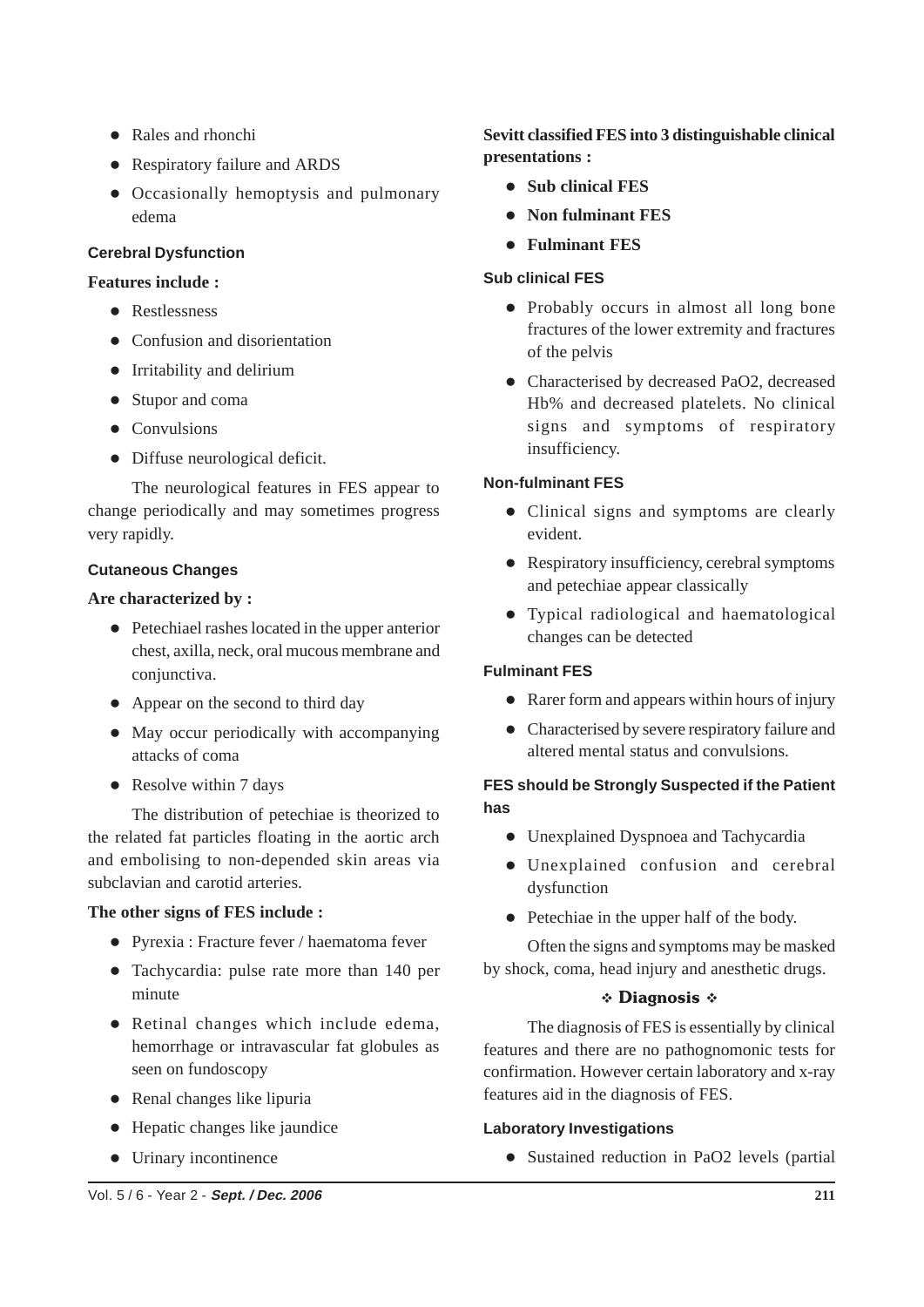- Rales and rhonchi
- Respiratory failure and ARDS
- Occasionally hemoptysis and pulmonary edema

### Cerebral Dysfunction

**Features include :**

- Restlessness
- Confusion and disorientation
- Irritability and delirium
- Stupor and coma
- Convulsions
- Diffuse neurological deficit.

The neurological features in FES appear to change periodically and may sometimes progress very rapidly.

### Cutaneous Changes

**Are characterized by :**

- Petechiael rashes located in the upper anterior chest, axilla, neck, oral mucous membrane and conjunctiva.
- Appear on the second to third day
- May occur periodically with accompanying attacks of coma
- Resolve within 7 days

The distribution of petechiae is theorized to the related fat particles floating in the aortic arch and embolising to non-depended skin areas via subclavian and carotid arteries.

**The other signs of FES include :**

- Pyrexia : Fracture fever / haematoma fever
- Tachycardia: pulse rate more than 140 per minute
- Retinal changes which include edema, hemorrhage or intravascular fat globules as seen on fundoscopy
- Renal changes like lipuria
- Hepatic changes like jaundice
- Urinary incontinence

**Sevitt classified FES into 3 distinguishable clinical presentations :**

- **Sub clinical FES**
- **Non fulminant FES**
- **Fulminant FES**

### Sub clinical FES

- Probably occurs in almost all long bone fractures of the lower extremity and fractures of the pelvis
- Characterised by decreased PaO2, decreased Hb% and decreased platelets. No clinical signs and symptoms of respiratory insufficiency.

### Non-fulminant FES

- Clinical signs and symptoms are clearly evident.
- Respiratory insufficiency, cerebral symptoms and petechiae appear classically
- Typical radiological and haematological changes can be detected

### Fulminant FES

- Rarer form and appears within hours of injury
- Characterised by severe respiratory failure and altered mental status and convulsions.

### FES should be Strongly Suspected if the Patient has

- Unexplained Dyspnoea and Tachycardia
- Unexplained confusion and cerebral dysfunction
- Petechiae in the upper half of the body.

Often the signs and symptoms may be masked by shock, coma, head injury and anesthetic drugs.

## ❖ Diagnosis ❖

The diagnosis of FES is essentially by clinical features and there are no pathognomonic tests for confirmation. However certain laboratory and x-ray features aid in the diagnosis of FES.

### Laboratory Investigations

- Sustained reduction in PaO2 levels (partial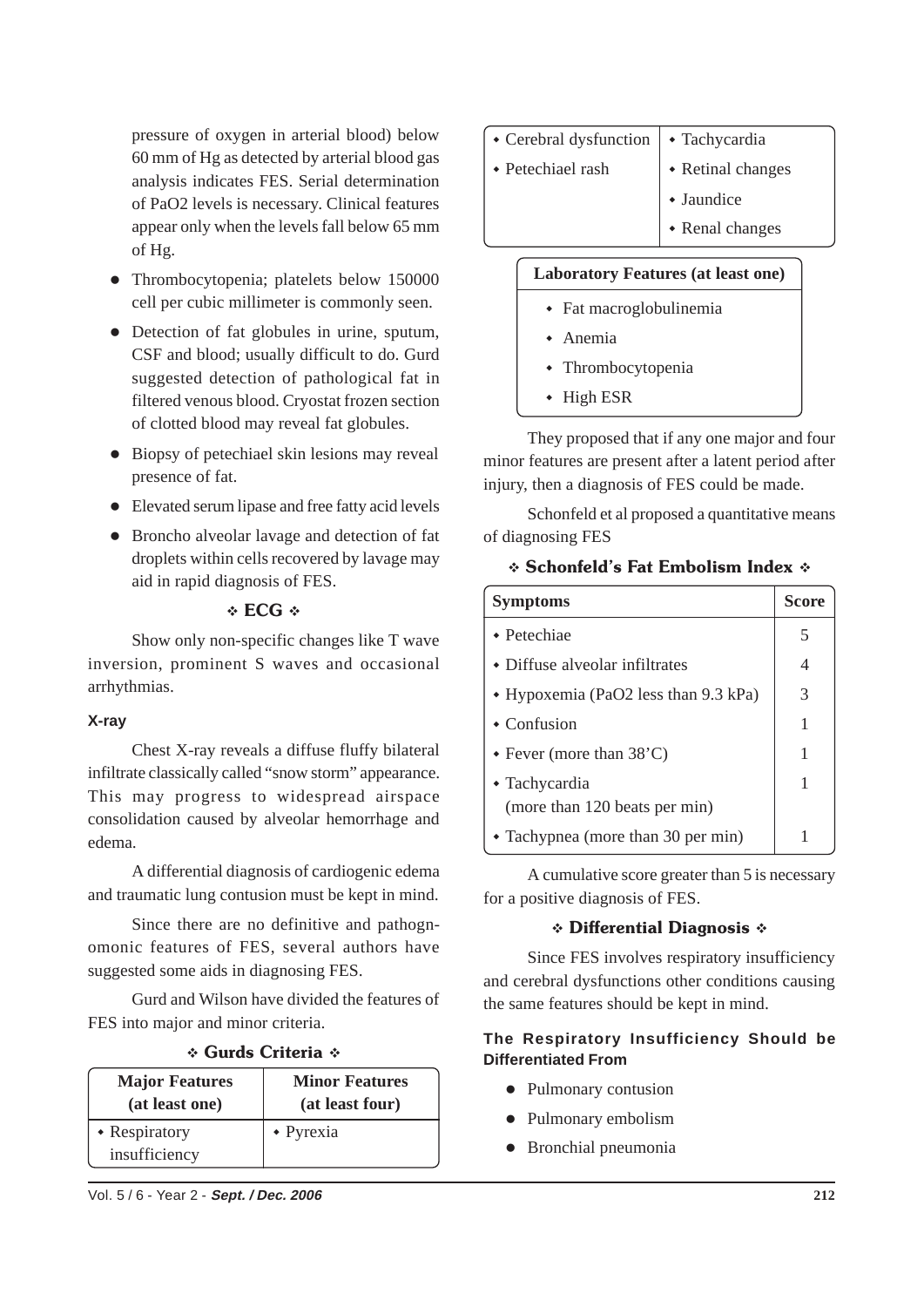pressure of oxygen in arterial blood) below 60 mm of Hg as detected by arterial blood gas analysis indicates FES. Serial determination of PaO2 levels is necessary. Clinical features appear only when the levels fall below 65 mm of Hg.

- Thrombocytopenia; platelets below 150000 cell per cubic millimeter is commonly seen.
- Detection of fat globules in urine, sputum, CSF and blood; usually difficult to do. Gurd suggested detection of pathological fat in filtered venous blood. Cryostat frozen section of clotted blood may reveal fat globules.
- Biopsy of petechiael skin lesions may reveal presence of fat.
- Elevated serum lipase and free fatty acid levels
- Broncho alveolar lavage and detection of fat droplets within cells recovered by lavage may aid in rapid diagnosis of FES.

### ECG

Show only non-specific changes like T wave inversion, prominent S waves and occasional arrhythmias.

### X-ray

Chest X-ray reveals a diffuse fluffy bilateral infiltrate classically called "snow storm" appearance. This may progress to widespread airspace consolidation caused by alveolar hemorrhage and edema.

A differential diagnosis of cardiogenic edema and traumatic lung contusion must be kept in mind.

Since there are no definitive and pathognomonic features of FES, several authors have suggested some aids in diagnosing FES.

Gurd and Wilson have divided the features of FES into major and minor criteria.

### Gurds Criteria

| Major Features (at least one) | Minor Features (at least four) |
|---|---|
| • Respiratory insufficiency | • Pyrexia |
| • Cerebral dysfunction | • Tachycardia |
| • Petechiael rash | • Retinal changes |
| | • Jaundice |
| | • Renal changes |

| Laboratory Features (at least one) |
|---|
| • Fat macroglobulinemia |
| • Anemia |
| • Thrombocytopenia |
| • High ESR |

They proposed that if any one major and four minor features are present after a latent period after injury, then a diagnosis of FES could be made.

Schonfeld et al proposed a quantitative means of diagnosing FES

### Schonfeld's Fat Embolism Index

| Symptoms | Score |
|---|---|
| • Petechiae | 5 |
| • Diffuse alveolar infiltrates | 4 |
| • Hypoxemia (PaO2 less than 9.3 kPa) | 3 |
| • Confusion | 1 |
| • Fever (more than 38'C) | 1 |
| • Tachycardia (more than 120 beats per min) | 1 |
| • Tachypnea (more than 30 per min) | 1 |

A cumulative score greater than 5 is necessary for a positive diagnosis of FES.

### Differential Diagnosis

Since FES involves respiratory insufficiency and cerebral dysfunctions other conditions causing the same features should be kept in mind.

#### The Respiratory Insufficiency Should be Differentiated From

- Pulmonary contusion
- Pulmonary embolism
- Bronchial pneumonia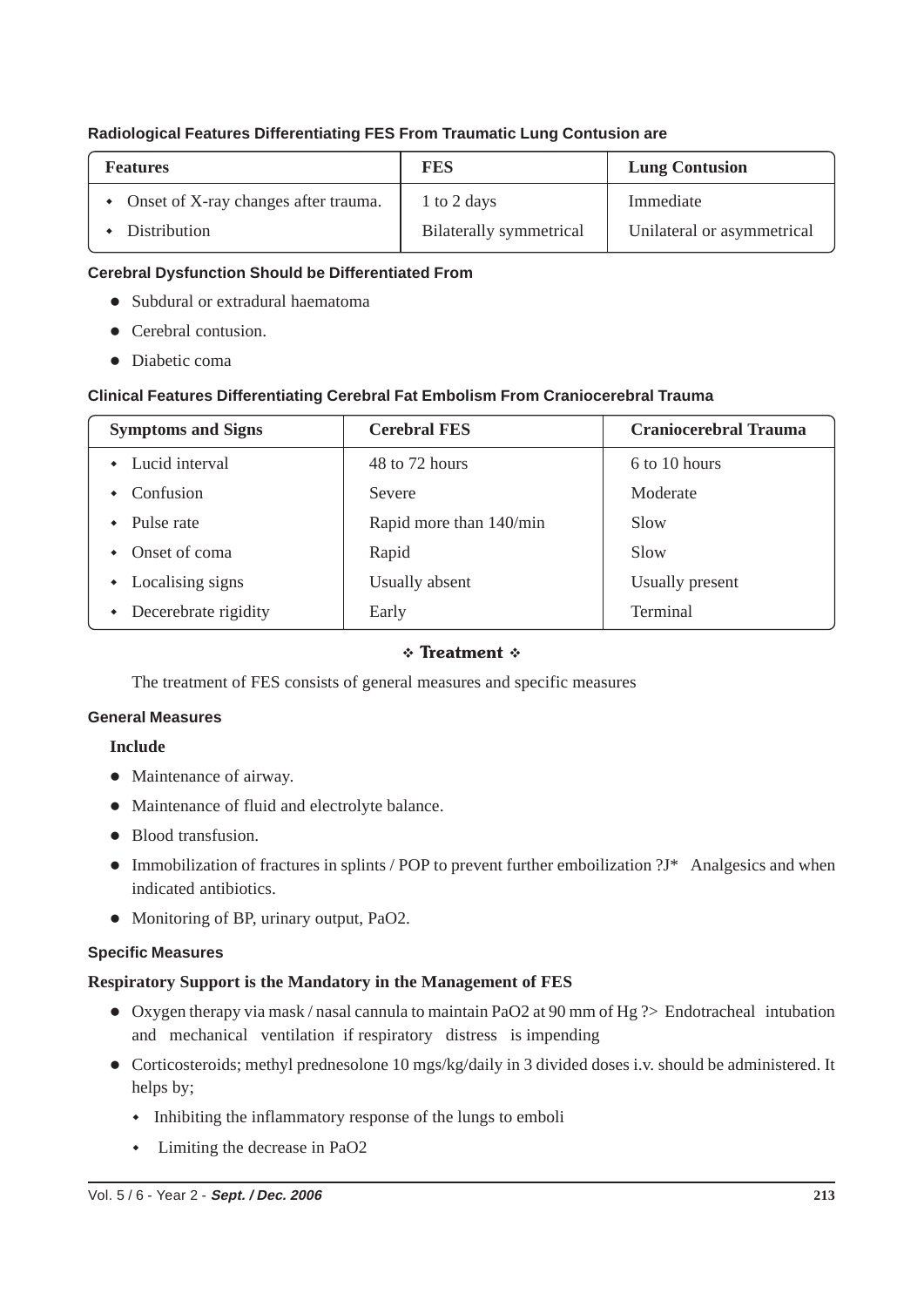### Radiological Features Differentiating FES From Traumatic Lung Contusion are

| Features | FES | Lung Contusion |
|---|---|---|
| Onset of X-ray changes after trauma. | 1 to 2 days | Immediate |
| Distribution | Bilaterally symmetrical | Unilateral or asymmetrical |

### Cerebral Dysfunction Should be Differentiated From

- Subdural or extradural haematoma
- Cerebral contusion.
- Diabetic coma

### Clinical Features Differentiating Cerebral Fat Embolism From Craniocerebral Trauma

| Symptoms and Signs | Cerebral FES | Craniocerebral Trauma |
|---|---|---|
| Lucid interval | 48 to 72 hours | 6 to 10 hours |
| Confusion | Severe | Moderate |
| Pulse rate | Rapid more than 140/min | Slow |
| Onset of coma | Rapid | Slow |
| Localising signs | Usually absent | Usually present |
| Decerebrate rigidity | Early | Terminal |

## Treatment

The treatment of FES consists of general measures and specific measures

### General Measures

**Include**

- Maintenance of airway.
- Maintenance of fluid and electrolyte balance.
- Blood transfusion.
- Immobilization of fractures in splints / POP to prevent further emboilization ?J* Analgesics and when indicated antibiotics.
- Monitoring of BP, urinary output, $PaO_2$.

### Specific Measures

**Respiratory Support is the Mandatory in the Management of FES**

- Oxygen therapy via mask / nasal cannula to maintain $PaO_2$ at 90 mm of Hg ?> Endotracheal intubation and mechanical ventilation if respiratory distress is impending
- Corticosteroids; methyl prednesolone 10 mgs/kg/daily in 3 divided doses i.v. should be administered. It helps by;
  - Inhibiting the inflammatory response of the lungs to emboli
  - Limiting the decrease in $PaO_2$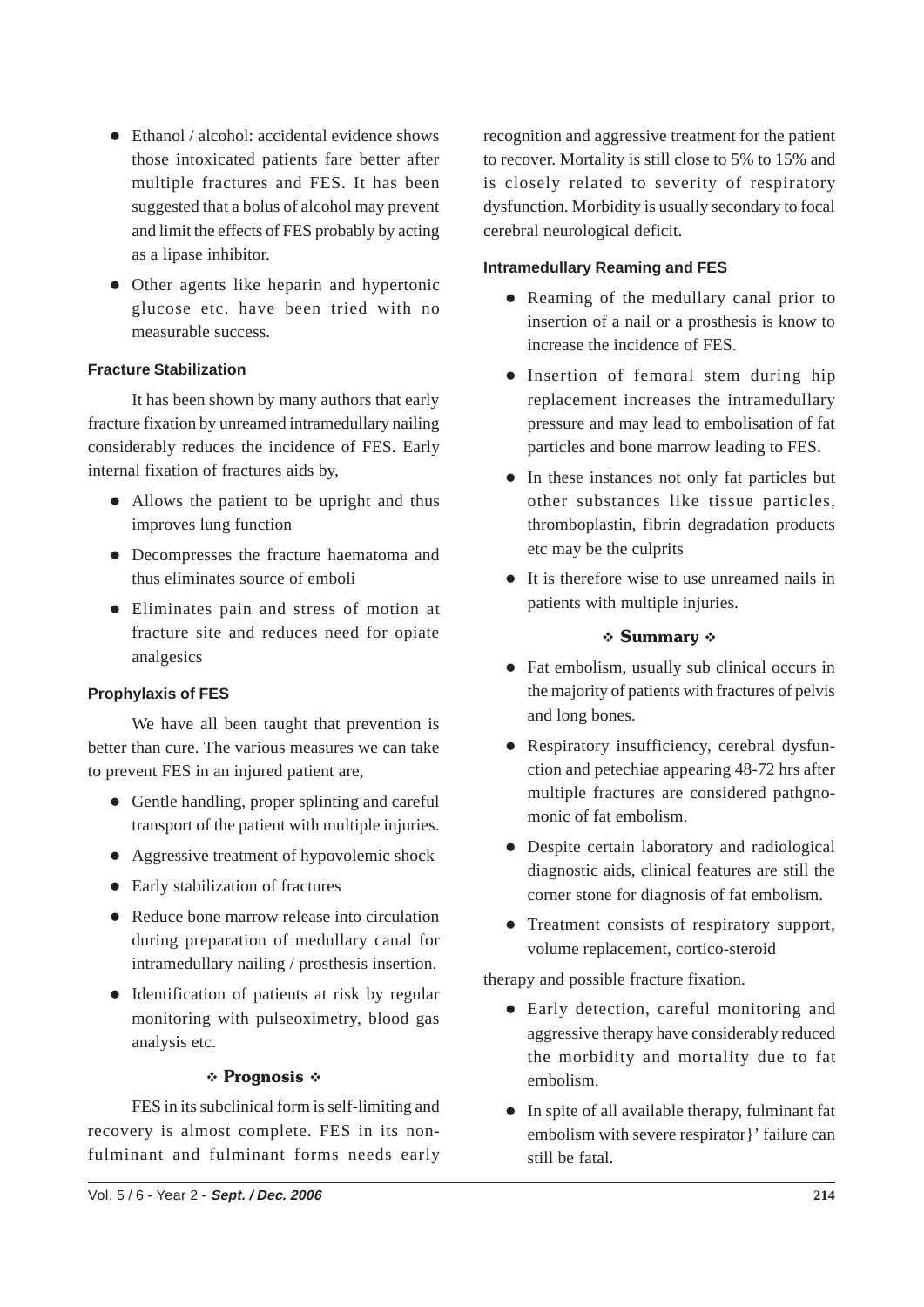- Ethanol / alcohol: accidental evidence shows those intoxicated patients fare better after multiple fractures and FES. It has been suggested that a bolus of alcohol may prevent and limit the effects of FES probably by acting as a lipase inhibitor.
- Other agents like heparin and hypertonic glucose etc. have been tried with no measurable success.

### Fracture Stabilization

It has been shown by many authors that early fracture fixation by unreamed intramedullary nailing considerably reduces the incidence of FES. Early internal fixation of fractures aids by,

- Allows the patient to be upright and thus improves lung function
- Decompresses the fracture haematoma and thus eliminates source of emboli
- Eliminates pain and stress of motion at fracture site and reduces need for opiate analgesics

### Prophylaxis of FES

We have all been taught that prevention is better than cure. The various measures we can take to prevent FES in an injured patient are,

- Gentle handling, proper splinting and careful transport of the patient with multiple injuries.
- Aggressive treatment of hypovolemic shock
- Early stabilization of fractures
- Reduce bone marrow release into circulation during preparation of medullary canal for intramedullary nailing / prosthesis insertion.
- Identification of patients at risk by regular monitoring with pulseoximetry, blood gas analysis etc.

## ❖ Prognosis ❖

FES in its subclinical form is self-limiting and recovery is almost complete. FES in its non-fulminant and fulminant forms needs early recognition and aggressive treatment for the patient to recover. Mortality is still close to 5% to 15% and is closely related to severity of respiratory dysfunction. Morbidity is usually secondary to focal cerebral neurological deficit.

### Intramedullary Reaming and FES

- Reaming of the medullary canal prior to insertion of a nail or a prosthesis is know to increase the incidence of FES.
- Insertion of femoral stem during hip replacement increases the intramedullary pressure and may lead to embolisation of fat particles and bone marrow leading to FES.
- In these instances not only fat particles but other substances like tissue particles, thromboplastin, fibrin degradation products etc may be the culprits
- It is therefore wise to use unreamed nails in patients with multiple injuries.

## ❖ Summary ❖

- Fat embolism, usually sub clinical occurs in the majority of patients with fractures of pelvis and long bones.
- Respiratory insufficiency, cerebral dysfunction and petechiae appearing 48-72 hrs after multiple fractures are considered pathgnomonic of fat embolism.
- Despite certain laboratory and radiological diagnostic aids, clinical features are still the corner stone for diagnosis of fat embolism.
- Treatment consists of respiratory support, volume replacement, cortico-steroid therapy and possible fracture fixation.
- Early detection, careful monitoring and aggressive therapy have considerably reduced the morbidity and mortality due to fat embolism.
- In spite of all available therapy, fulminant fat embolism with severe respirator}' failure can still be fatal.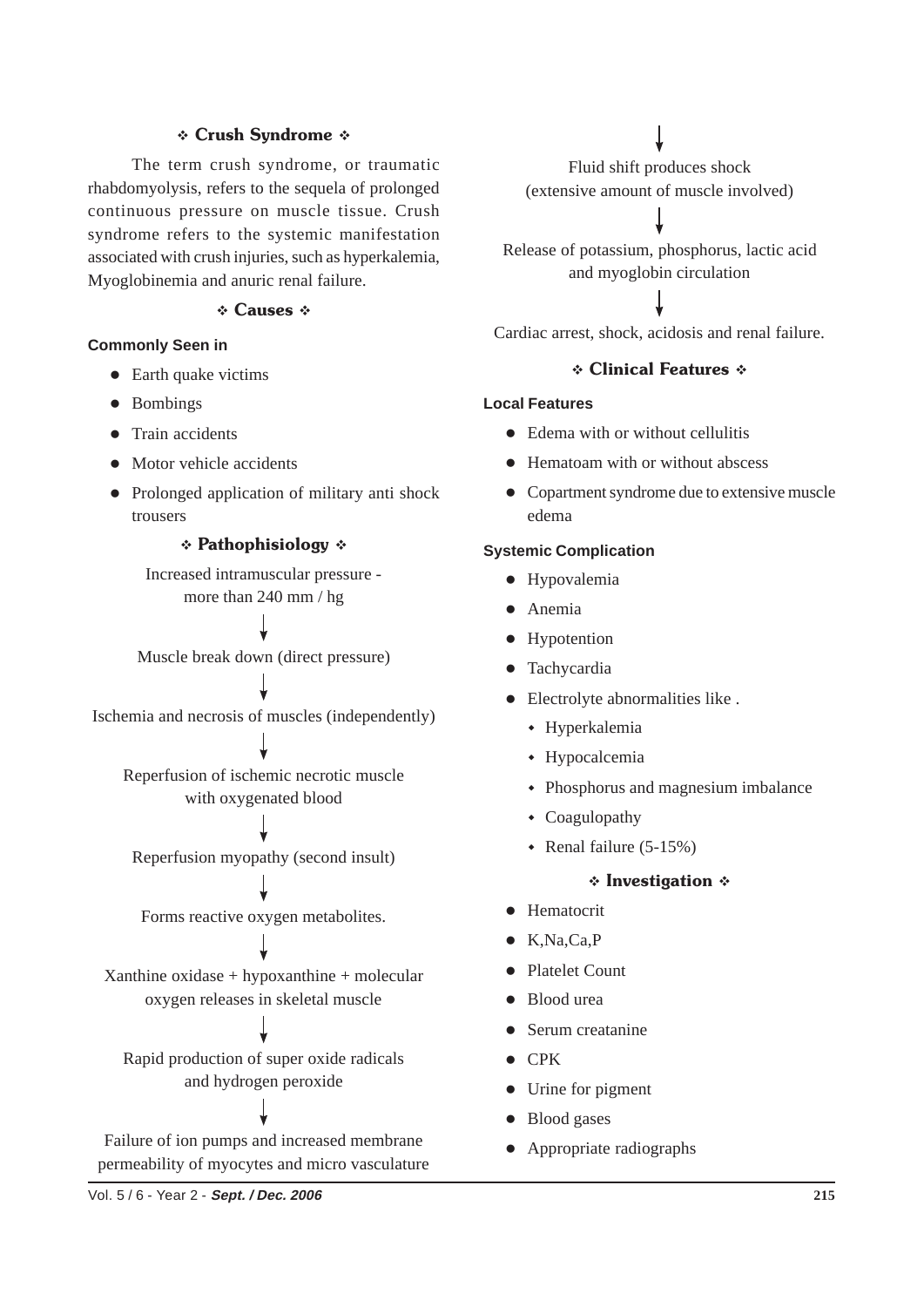## ❖ Crush Syndrome ❖

The term crush syndrome, or traumatic rhabdomyolysis, refers to the sequela of prolonged continuous pressure on muscle tissue. Crush syndrome refers to the systemic manifestation associated with crush injuries, such as hyperkalemia, Myoglobinemia and anuric renal failure.

## ❖ Causes ❖

**Commonly Seen in**

- Earth quake victims
- Bombings
- Train accidents
- Motor vehicle accidents
- Prolonged application of military anti shock trousers

## ❖ Pathophisiology ❖

Increased intramuscular pressure - more than 240 mm / hg

↓

Muscle break down (direct pressure)

↓

Ischemia and necrosis of muscles (independently)

↓

Reperfusion of ischemic necrotic muscle with oxygenated blood

↓

Reperfusion myopathy (second insult)

↓

Forms reactive oxygen metabolites.

↓

Xanthine oxidase + hypoxanthine + molecular oxygen releases in skeletal muscle

↓

Rapid production of super oxide radicals and hydrogen peroxide

↓

Failure of ion pumps and increased membrane permeability of myocytes and micro vasculature

↓

Fluid shift produces shock (extensive amount of muscle involved)

↓

Release of potassium, phosphorus, lactic acid and myoglobin circulation

↓

Cardiac arrest, shock, acidosis and renal failure.

## ❖ Clinical Features ❖

**Local Features**

- Edema with or without cellulitis
- Hematoam with or without abscess
- Copartment syndrome due to extensive muscle edema

**Systemic Complication**

- Hypovalemia
- Anemia
- Hypotention
- Tachycardia
- Electrolyte abnormalities like .
  - Hyperkalemia
  - Hypocalcemia
  - Phosphorus and magnesium imbalance
  - Coagulopathy
  - Renal failure (5-15%)

## ❖ Investigation ❖

- Hematocrit
- K,Na,Ca,P
- Platelet Count
- Blood urea
- Serum creatanine
- CPK
- Urine for pigment
- Blood gases
- Appropriate radiographs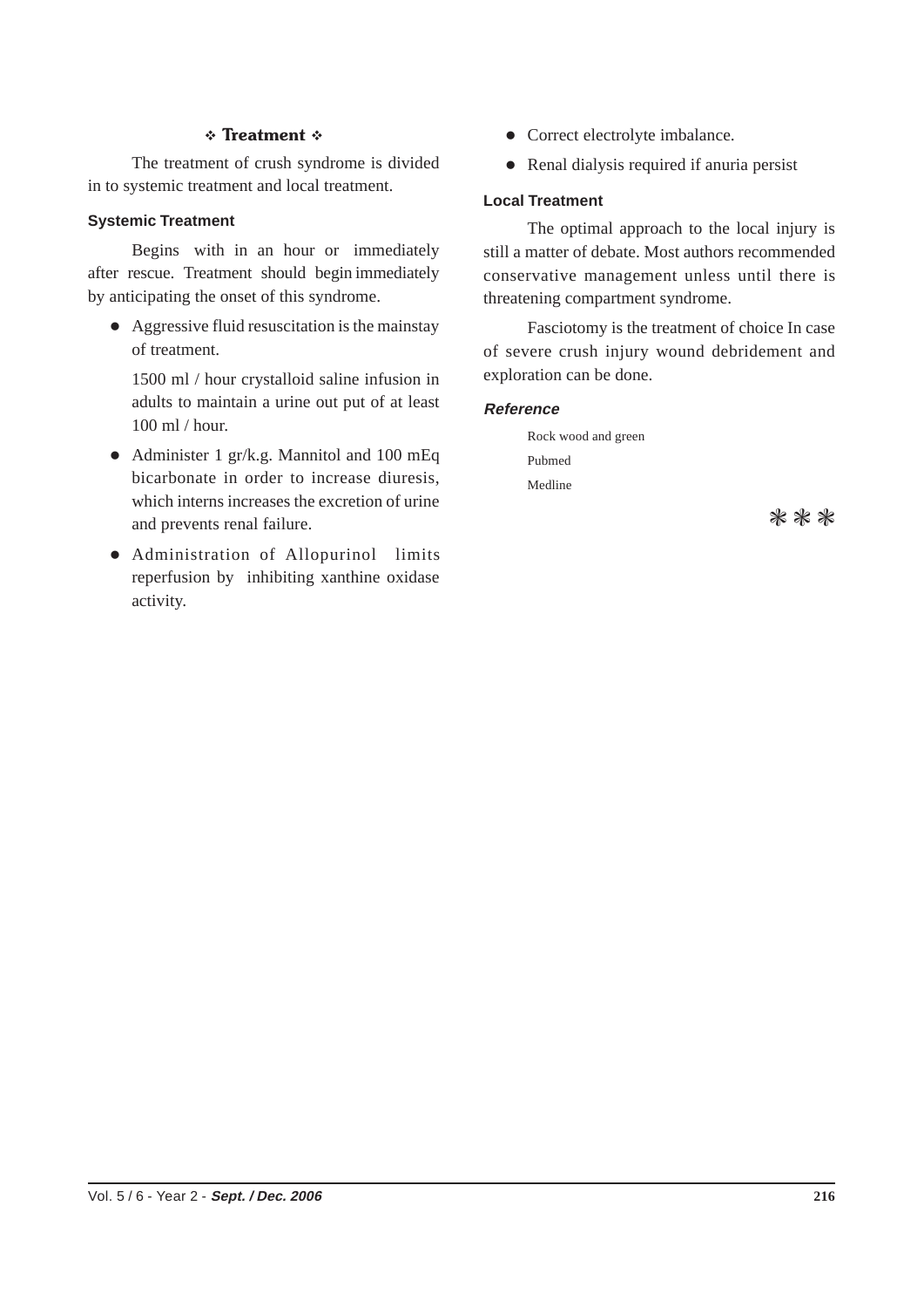## ❖ Treatment ❖

The treatment of crush syndrome is divided in to systemic treatment and local treatment.

### Systemic Treatment

Begins with in an hour or immediately after rescue. Treatment should begin immediately by anticipating the onset of this syndrome.

- Aggressive fluid resuscitation is the mainstay of treatment.

  1500 ml / hour crystalloid saline infusion in adults to maintain a urine out put of at least 100 ml / hour.

- Administer 1 gr/k.g. Mannitol and 100 mEq bicarbonate in order to increase diuresis, which interns increases the excretion of urine and prevents renal failure.
- Administration of Allopurinol limits reperfusion by inhibiting xanthine oxidase activity.
- Correct electrolyte imbalance.
- Renal dialysis required if anuria persist

### Local Treatment

The optimal approach to the local injury is still a matter of debate. Most authors recommended conservative management unless until there is threatening compartment syndrome.

Fasciotomy is the treatment of choice In case of severe crush injury wound debridement and exploration can be done.

### *Reference*

Rock wood and green

Pubmed

Medline

❋ ❋ ❋